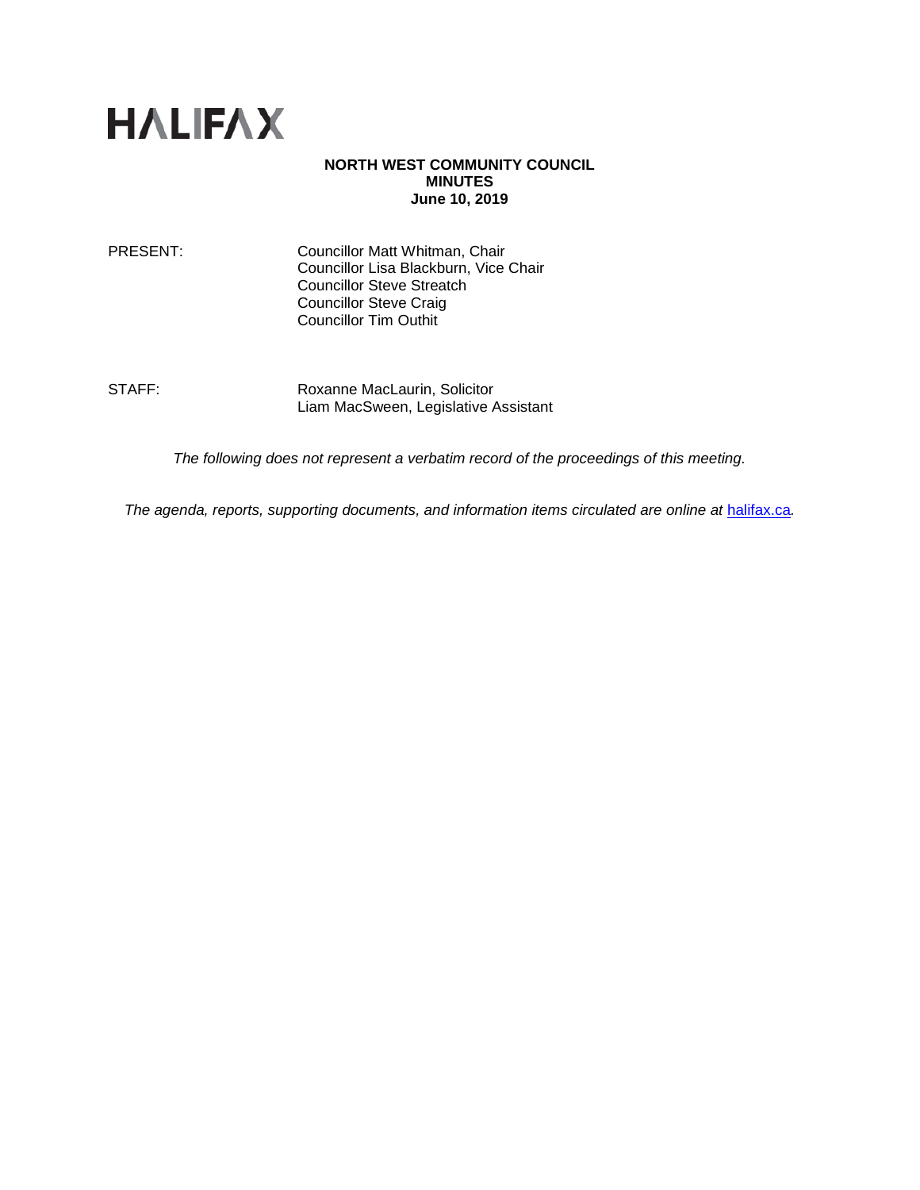HALIFAX

# NORTH WEST COMMUNITY COUNCIL
## MINUTES
### June 10, 2019

| | |
|---|---|
| PRESENT: | Councillor Matt Whitman, Chair<br>Councillor Lisa Blackburn, Vice Chair<br>Councillor Steve Streatch<br>Councillor Steve Craig<br>Councillor Tim Outhit |
| STAFF: | Roxanne MacLaurin, Solicitor<br>Liam MacSween, Legislative Assistant |

*The following does not represent a verbatim record of the proceedings of this meeting.*

*The agenda, reports, supporting documents, and information items circulated are online at* [halifax.ca](halifax.ca)*.*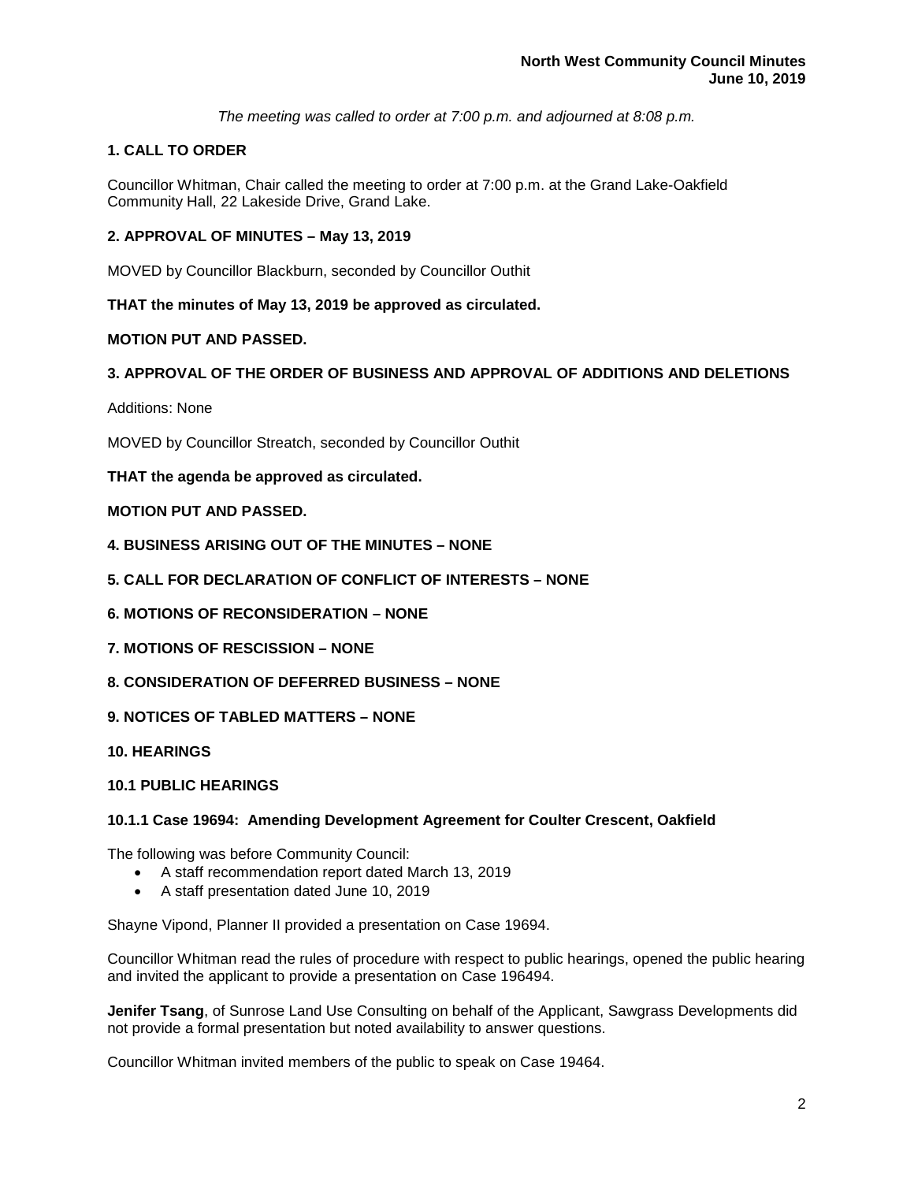*The meeting was called to order at 7:00 p.m. and adjourned at 8:08 p.m.*

## 1. CALL TO ORDER

Councillor Whitman, Chair called the meeting to order at 7:00 p.m. at the Grand Lake-Oakfield Community Hall, 22 Lakeside Drive, Grand Lake.

## 2. APPROVAL OF MINUTES – May 13, 2019

MOVED by Councillor Blackburn, seconded by Councillor Outhit

**THAT the minutes of May 13, 2019 be approved as circulated.**

**MOTION PUT AND PASSED.**

## 3. APPROVAL OF THE ORDER OF BUSINESS AND APPROVAL OF ADDITIONS AND DELETIONS

Additions: None

MOVED by Councillor Streatch, seconded by Councillor Outhit

**THAT the agenda be approved as circulated.**

**MOTION PUT AND PASSED.**

## 4. BUSINESS ARISING OUT OF THE MINUTES – NONE

## 5. CALL FOR DECLARATION OF CONFLICT OF INTERESTS – NONE

## 6. MOTIONS OF RECONSIDERATION – NONE

## 7. MOTIONS OF RESCISSION – NONE

## 8. CONSIDERATION OF DEFERRED BUSINESS – NONE

## 9. NOTICES OF TABLED MATTERS – NONE

## 10. HEARINGS

### 10.1 PUBLIC HEARINGS

#### 10.1.1 Case 19694: Amending Development Agreement for Coulter Crescent, Oakfield

The following was before Community Council:

- A staff recommendation report dated March 13, 2019
- A staff presentation dated June 10, 2019

Shayne Vipond, Planner II provided a presentation on Case 19694.

Councillor Whitman read the rules of procedure with respect to public hearings, opened the public hearing and invited the applicant to provide a presentation on Case 196494.

**Jenifer Tsang**, of Sunrose Land Use Consulting on behalf of the Applicant, Sawgrass Developments did not provide a formal presentation but noted availability to answer questions.

Councillor Whitman invited members of the public to speak on Case 19464.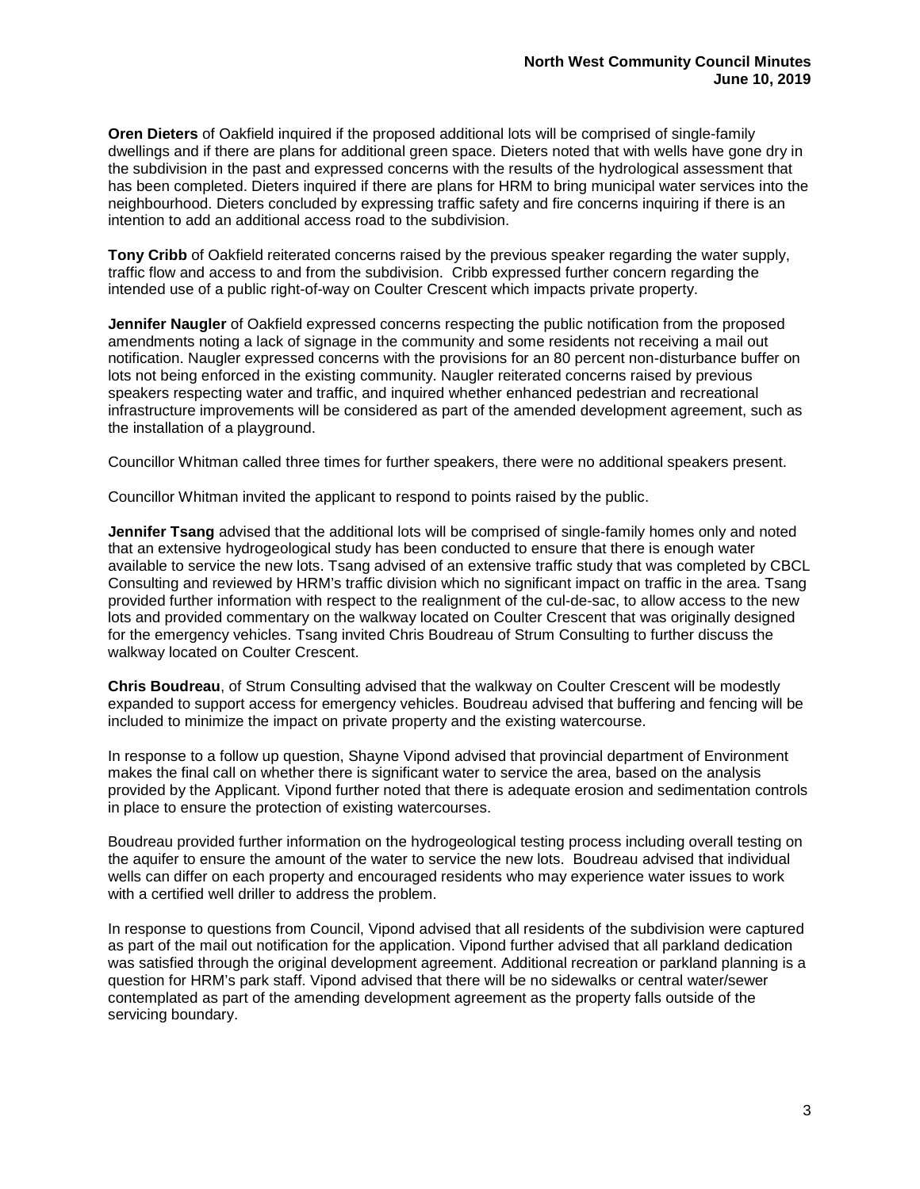**Oren Dieters** of Oakfield inquired if the proposed additional lots will be comprised of single-family dwellings and if there are plans for additional green space. Dieters noted that with wells have gone dry in the subdivision in the past and expressed concerns with the results of the hydrological assessment that has been completed. Dieters inquired if there are plans for HRM to bring municipal water services into the neighbourhood. Dieters concluded by expressing traffic safety and fire concerns inquiring if there is an intention to add an additional access road to the subdivision.

**Tony Cribb** of Oakfield reiterated concerns raised by the previous speaker regarding the water supply, traffic flow and access to and from the subdivision. Cribb expressed further concern regarding the intended use of a public right-of-way on Coulter Crescent which impacts private property.

**Jennifer Naugler** of Oakfield expressed concerns respecting the public notification from the proposed amendments noting a lack of signage in the community and some residents not receiving a mail out notification. Naugler expressed concerns with the provisions for an 80 percent non-disturbance buffer on lots not being enforced in the existing community. Naugler reiterated concerns raised by previous speakers respecting water and traffic, and inquired whether enhanced pedestrian and recreational infrastructure improvements will be considered as part of the amended development agreement, such as the installation of a playground.

Councillor Whitman called three times for further speakers, there were no additional speakers present.

Councillor Whitman invited the applicant to respond to points raised by the public.

**Jennifer Tsang** advised that the additional lots will be comprised of single-family homes only and noted that an extensive hydrogeological study has been conducted to ensure that there is enough water available to service the new lots. Tsang advised of an extensive traffic study that was completed by CBCL Consulting and reviewed by HRM's traffic division which no significant impact on traffic in the area. Tsang provided further information with respect to the realignment of the cul-de-sac, to allow access to the new lots and provided commentary on the walkway located on Coulter Crescent that was originally designed for the emergency vehicles. Tsang invited Chris Boudreau of Strum Consulting to further discuss the walkway located on Coulter Crescent.

**Chris Boudreau**, of Strum Consulting advised that the walkway on Coulter Crescent will be modestly expanded to support access for emergency vehicles. Boudreau advised that buffering and fencing will be included to minimize the impact on private property and the existing watercourse.

In response to a follow up question, Shayne Vipond advised that provincial department of Environment makes the final call on whether there is significant water to service the area, based on the analysis provided by the Applicant. Vipond further noted that there is adequate erosion and sedimentation controls in place to ensure the protection of existing watercourses.

Boudreau provided further information on the hydrogeological testing process including overall testing on the aquifer to ensure the amount of the water to service the new lots. Boudreau advised that individual wells can differ on each property and encouraged residents who may experience water issues to work with a certified well driller to address the problem.

In response to questions from Council, Vipond advised that all residents of the subdivision were captured as part of the mail out notification for the application. Vipond further advised that all parkland dedication was satisfied through the original development agreement. Additional recreation or parkland planning is a question for HRM's park staff. Vipond advised that there will be no sidewalks or central water/sewer contemplated as part of the amending development agreement as the property falls outside of the servicing boundary.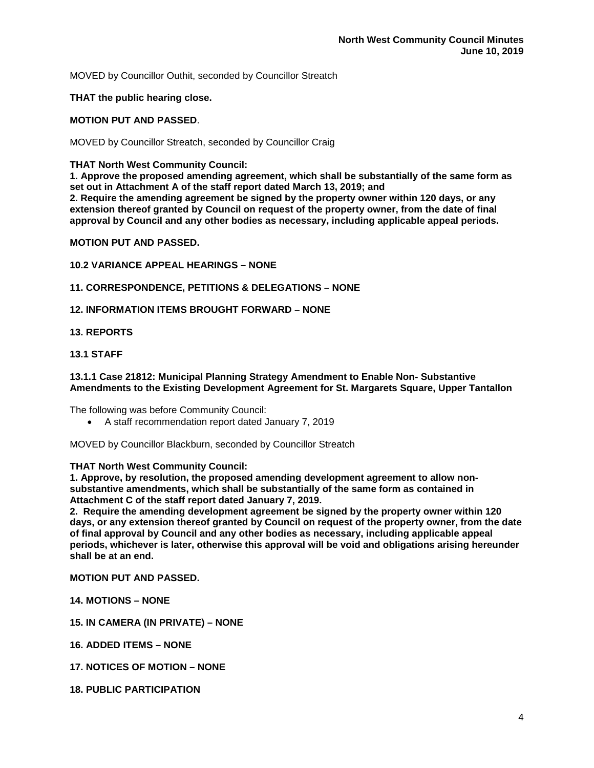MOVED by Councillor Outhit, seconded by Councillor Streatch

**THAT the public hearing close.**

**MOTION PUT AND PASSED**.

MOVED by Councillor Streatch, seconded by Councillor Craig

**THAT North West Community Council:**
**1. Approve the proposed amending agreement, which shall be substantially of the same form as set out in Attachment A of the staff report dated March 13, 2019; and**
**2. Require the amending agreement be signed by the property owner within 120 days, or any extension thereof granted by Council on request of the property owner, from the date of final approval by Council and any other bodies as necessary, including applicable appeal periods.**

**MOTION PUT AND PASSED.**

**10.2 VARIANCE APPEAL HEARINGS – NONE**

**11. CORRESPONDENCE, PETITIONS & DELEGATIONS – NONE**

**12. INFORMATION ITEMS BROUGHT FORWARD – NONE**

**13. REPORTS**

**13.1 STAFF**

**13.1.1 Case 21812: Municipal Planning Strategy Amendment to Enable Non- Substantive Amendments to the Existing Development Agreement for St. Margarets Square, Upper Tantallon**

The following was before Community Council:

- A staff recommendation report dated January 7, 2019

MOVED by Councillor Blackburn, seconded by Councillor Streatch

**THAT North West Community Council:**
**1. Approve, by resolution, the proposed amending development agreement to allow non-substantive amendments, which shall be substantially of the same form as contained in Attachment C of the staff report dated January 7, 2019.**
**2. Require the amending development agreement be signed by the property owner within 120 days, or any extension thereof granted by Council on request of the property owner, from the date of final approval by Council and any other bodies as necessary, including applicable appeal periods, whichever is later, otherwise this approval will be void and obligations arising hereunder shall be at an end.**

**MOTION PUT AND PASSED.**

**14. MOTIONS – NONE**

**15. IN CAMERA (IN PRIVATE) – NONE**

**16. ADDED ITEMS – NONE**

**17. NOTICES OF MOTION – NONE**

**18. PUBLIC PARTICIPATION**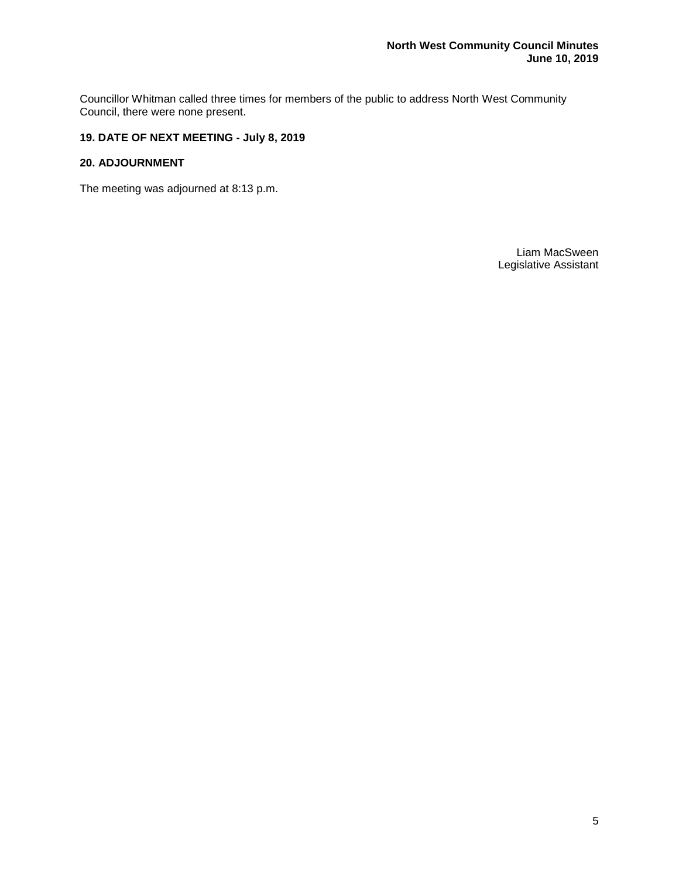Councillor Whitman called three times for members of the public to address North West Community Council, there were none present.

**19. DATE OF NEXT MEETING - July 8, 2019**

**20. ADJOURNMENT**

The meeting was adjourned at 8:13 p.m.

Liam MacSween
Legislative Assistant